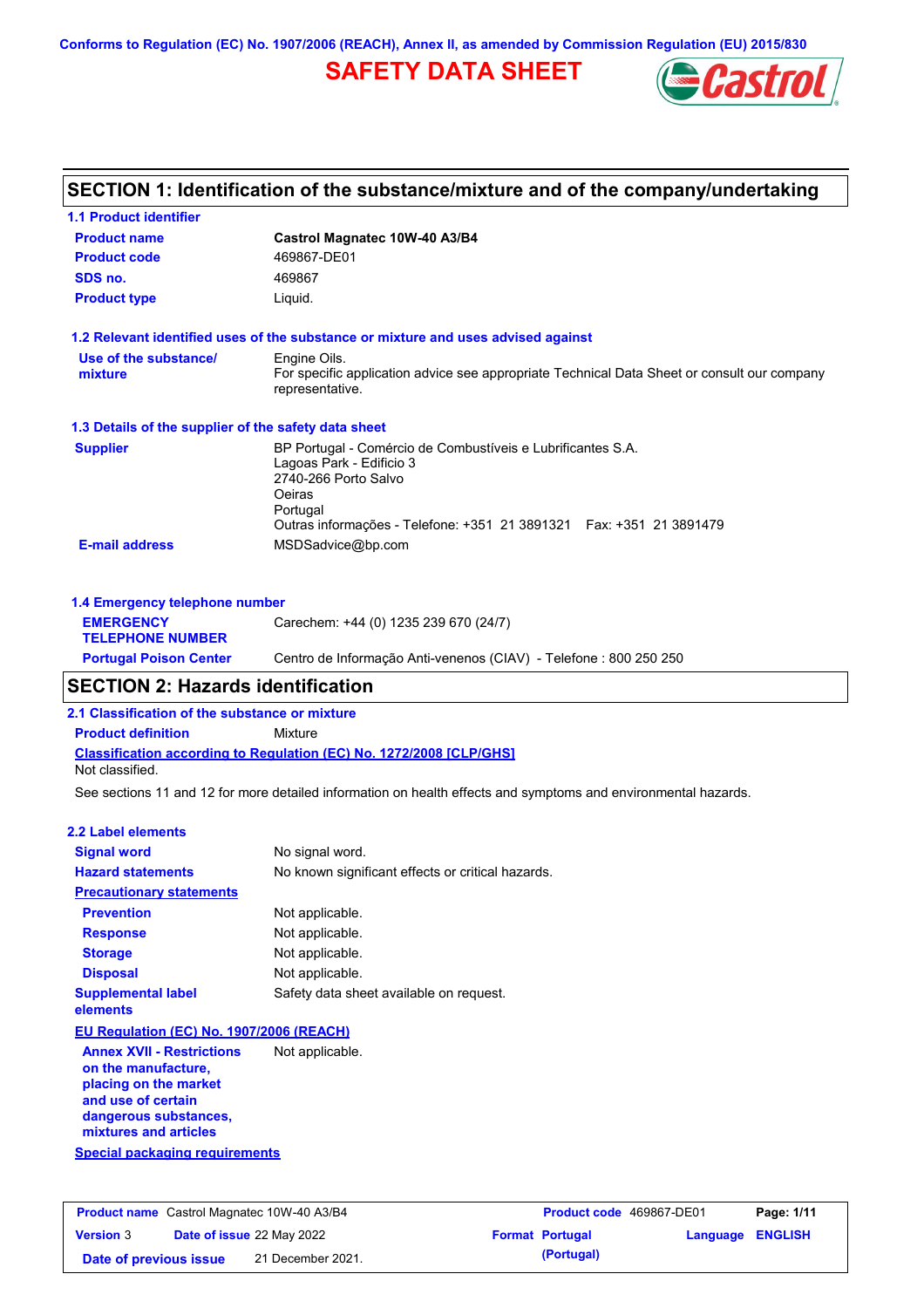Conforms to Regulation (EC) No. 1907/2006 (REACH), Annex II, as amended by Commission Regulation (EU) 2015/830

# SAFETY DATA SHEET

## SECTION 1: Identification of the substance/mixture and of the company/undertaking

### 1.1 Product identifier

| | |
|---|---|
| **Product name** | **Castrol Magnatec 10W-40 A3/B4** |
| **Product code** | 469867-DE01 |
| **SDS no.** | 469867 |
| **Product type** | Liquid. |

### 1.2 Relevant identified uses of the substance or mixture and uses advised against

| | |
|---|---|
| **Use of the substance/ mixture** | Engine Oils.<br>For specific application advice see appropriate Technical Data Sheet or consult our company representative. |

### 1.3 Details of the supplier of the safety data sheet

| | |
|---|---|
| **Supplier** | BP Portugal - Comércio de Combustíveis e Lubrificantes S.A.<br>Lagoas Park - Edificio 3<br>2740-266 Porto Salvo<br>Oeiras<br>Portugal<br>Outras informações - Telefone: +351 21 3891321 Fax: +351 21 3891479 |
| **E-mail address** | MSDSadvice@bp.com |

### 1.4 Emergency telephone number

| | |
|---|---|
| **EMERGENCY TELEPHONE NUMBER** | Carechem: +44 (0) 1235 239 670 (24/7) |
| **Portugal Poison Center** | Centro de Informação Anti-venenos (CIAV) - Telefone : 800 250 250 |

## SECTION 2: Hazards identification

### 2.1 Classification of the substance or mixture

**Product definition** Mixture

**Classification according to Regulation (EC) No. 1272/2008 [CLP/GHS]**

Not classified.

See sections 11 and 12 for more detailed information on health effects and symptoms and environmental hazards.

### 2.2 Label elements

| | |
|---|---|
| **Signal word** | No signal word. |
| **Hazard statements** | No known significant effects or critical hazards. |

**Precautionary statements**

| | |
|---|---|
| **Prevention** | Not applicable. |
| **Response** | Not applicable. |
| **Storage** | Not applicable. |
| **Disposal** | Not applicable. |
| **Supplemental label elements** | Safety data sheet available on request. |

**EU Regulation (EC) No. 1907/2006 (REACH)**

| | |
|---|---|
| **Annex XVII - Restrictions on the manufacture, placing on the market and use of certain dangerous substances, mixtures and articles** | Not applicable. |

**Special packaging requirements**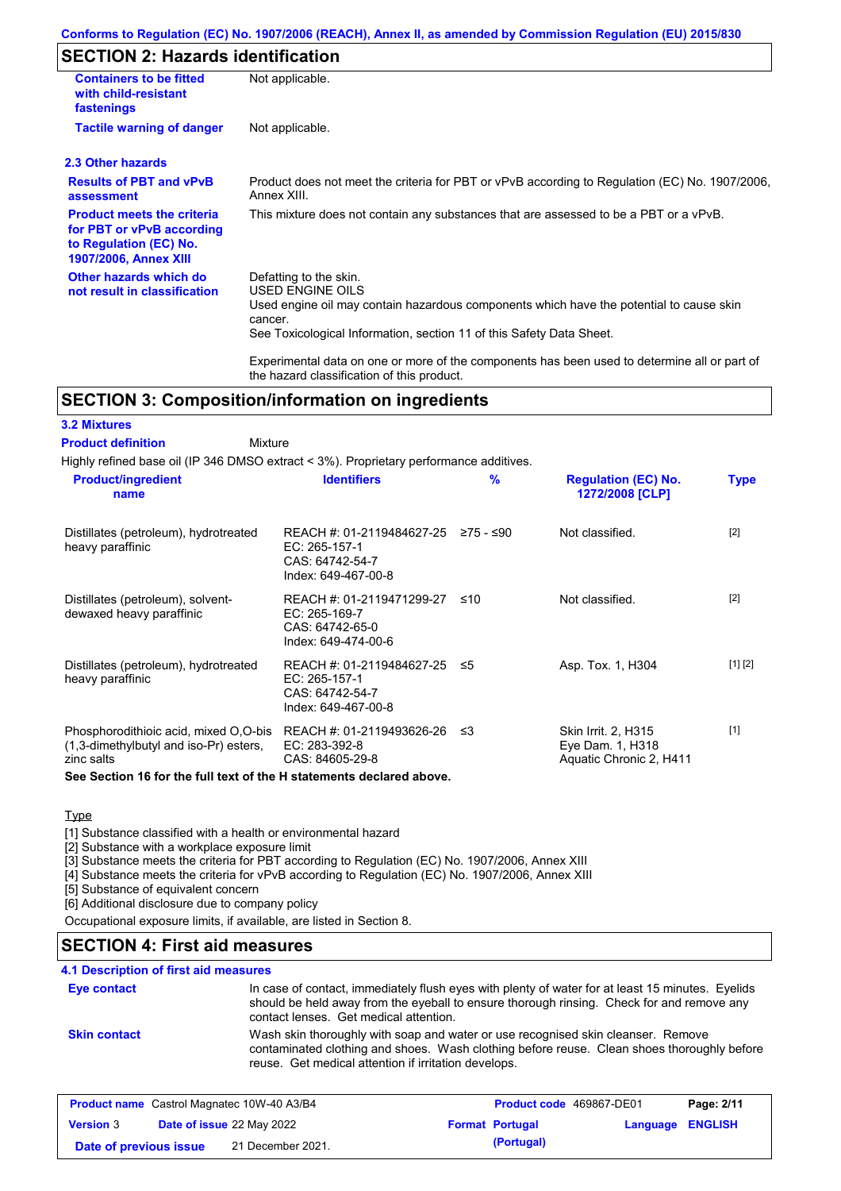## SECTION 2: Hazards identification

| | |
|---|---|
| **Containers to be fitted with child-resistant fastenings** | Not applicable. |
| **Tactile warning of danger** | Not applicable. |

### 2.3 Other hazards

| | |
|---|---|
| **Results of PBT and vPvB assessment** | Product does not meet the criteria for PBT or vPvB according to Regulation (EC) No. 1907/2006, Annex XIII. |
| **Product meets the criteria for PBT or vPvB according to Regulation (EC) No. 1907/2006, Annex XIII** | This mixture does not contain any substances that are assessed to be a PBT or a vPvB. |
| **Other hazards which do not result in classification** | Defatting to the skin.<br>USED ENGINE OILS<br>Used engine oil may contain hazardous components which have the potential to cause skin cancer.<br>See Toxicological Information, section 11 of this Safety Data Sheet.<br><br>Experimental data on one or more of the components has been used to determine all or part of the hazard classification of this product. |

## SECTION 3: Composition/information on ingredients

### 3.2 Mixtures

**Product definition** Mixture

Highly refined base oil (IP 346 DMSO extract < 3%). Proprietary performance additives.

| Product/ingredient name | Identifiers | % | Regulation (EC) No. 1272/2008 [CLP] | Type |
|---|---|---|---|---|
| Distillates (petroleum), hydrotreated heavy paraffinic | REACH #: 01-2119484627-25<br>EC: 265-157-1<br>CAS: 64742-54-7<br>Index: 649-467-00-8 | ≥75 - ≤90 | Not classified. | [2] |
| Distillates (petroleum), solvent-dewaxed heavy paraffinic | REACH #: 01-2119471299-27<br>EC: 265-169-7<br>CAS: 64742-65-0<br>Index: 649-474-00-6 | ≤10 | Not classified. | [2] |
| Distillates (petroleum), hydrotreated heavy paraffinic | REACH #: 01-2119484627-25<br>EC: 265-157-1<br>CAS: 64742-54-7<br>Index: 649-467-00-8 | ≤5 | Asp. Tox. 1, H304 | [1] [2] |
| Phosphorodithioic acid, mixed O,O-bis (1,3-dimethylbutyl and iso-Pr) esters, zinc salts | REACH #: 01-2119493626-26<br>EC: 283-392-8<br>CAS: 84605-29-8 | ≤3 | Skin Irrit. 2, H315<br>Eye Dam. 1, H318<br>Aquatic Chronic 2, H411 | [1] |

**See Section 16 for the full text of the H statements declared above.**

Type

[1] Substance classified with a health or environmental hazard
[2] Substance with a workplace exposure limit
[3] Substance meets the criteria for PBT according to Regulation (EC) No. 1907/2006, Annex XIII
[4] Substance meets the criteria for vPvB according to Regulation (EC) No. 1907/2006, Annex XIII
[5] Substance of equivalent concern
[6] Additional disclosure due to company policy

Occupational exposure limits, if available, are listed in Section 8.

## SECTION 4: First aid measures

### 4.1 Description of first aid measures

| | |
|---|---|
| **Eye contact** | In case of contact, immediately flush eyes with plenty of water for at least 15 minutes. Eyelids should be held away from the eyeball to ensure thorough rinsing. Check for and remove any contact lenses. Get medical attention. |
| **Skin contact** | Wash skin thoroughly with soap and water or use recognised skin cleanser. Remove contaminated clothing and shoes. Wash clothing before reuse. Clean shoes thoroughly before reuse. Get medical attention if irritation develops. |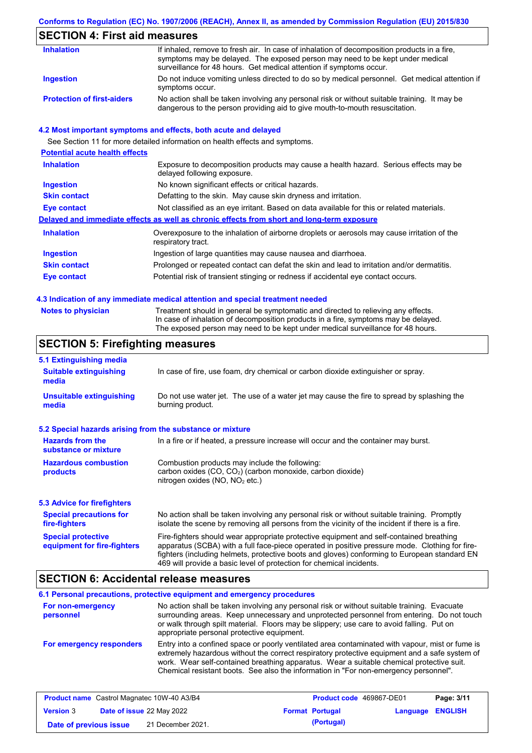## SECTION 4: First aid measures

| | |
|---|---|
| **Inhalation** | If inhaled, remove to fresh air. In case of inhalation of decomposition products in a fire, symptoms may be delayed. The exposed person may need to be kept under medical surveillance for 48 hours. Get medical attention if symptoms occur. |
| **Ingestion** | Do not induce vomiting unless directed to do so by medical personnel. Get medical attention if symptoms occur. |
| **Protection of first-aiders** | No action shall be taken involving any personal risk or without suitable training. It may be dangerous to the person providing aid to give mouth-to-mouth resuscitation. |

### 4.2 Most important symptoms and effects, both acute and delayed

See Section 11 for more detailed information on health effects and symptoms.

**Potential acute health effects**

| | |
|---|---|
| **Inhalation** | Exposure to decomposition products may cause a health hazard. Serious effects may be delayed following exposure. |
| **Ingestion** | No known significant effects or critical hazards. |
| **Skin contact** | Defatting to the skin. May cause skin dryness and irritation. |
| **Eye contact** | Not classified as an eye irritant. Based on data available for this or related materials. |

**Delayed and immediate effects as well as chronic effects from short and long-term exposure**

| | |
|---|---|
| **Inhalation** | Overexposure to the inhalation of airborne droplets or aerosols may cause irritation of the respiratory tract. |
| **Ingestion** | Ingestion of large quantities may cause nausea and diarrhoea. |
| **Skin contact** | Prolonged or repeated contact can defat the skin and lead to irritation and/or dermatitis. |
| **Eye contact** | Potential risk of transient stinging or redness if accidental eye contact occurs. |

### 4.3 Indication of any immediate medical attention and special treatment needed

| | |
|---|---|
| **Notes to physician** | Treatment should in general be symptomatic and directed to relieving any effects. In case of inhalation of decomposition products in a fire, symptoms may be delayed. The exposed person may need to be kept under medical surveillance for 48 hours. |

## SECTION 5: Firefighting measures

### 5.1 Extinguishing media

| | |
|---|---|
| **Suitable extinguishing media** | In case of fire, use foam, dry chemical or carbon dioxide extinguisher or spray. |
| **Unsuitable extinguishing media** | Do not use water jet. The use of a water jet may cause the fire to spread by splashing the burning product. |

### 5.2 Special hazards arising from the substance or mixture

| | |
|---|---|
| **Hazards from the substance or mixture** | In a fire or if heated, a pressure increase will occur and the container may burst. |
| **Hazardous combustion products** | Combustion products may include the following: carbon oxides (CO, $CO_2$) (carbon monoxide, carbon dioxide) nitrogen oxides (NO, $NO_2$ etc.) |

### 5.3 Advice for firefighters

| | |
|---|---|
| **Special precautions for fire-fighters** | No action shall be taken involving any personal risk or without suitable training. Promptly isolate the scene by removing all persons from the vicinity of the incident if there is a fire. |
| **Special protective equipment for fire-fighters** | Fire-fighters should wear appropriate protective equipment and self-contained breathing apparatus (SCBA) with a full face-piece operated in positive pressure mode. Clothing for fire-fighters (including helmets, protective boots and gloves) conforming to European standard EN 469 will provide a basic level of protection for chemical incidents. |

## SECTION 6: Accidental release measures

### 6.1 Personal precautions, protective equipment and emergency procedures

| | |
|---|---|
| **For non-emergency personnel** | No action shall be taken involving any personal risk or without suitable training. Evacuate surrounding areas. Keep unnecessary and unprotected personnel from entering. Do not touch or walk through spilt material. Floors may be slippery; use care to avoid falling. Put on appropriate personal protective equipment. |
| **For emergency responders** | Entry into a confined space or poorly ventilated area contaminated with vapour, mist or fume is extremely hazardous without the correct respiratory protective equipment and a safe system of work. Wear self-contained breathing apparatus. Wear a suitable chemical protective suit. Chemical resistant boots. See also the information in "For non-emergency personnel". |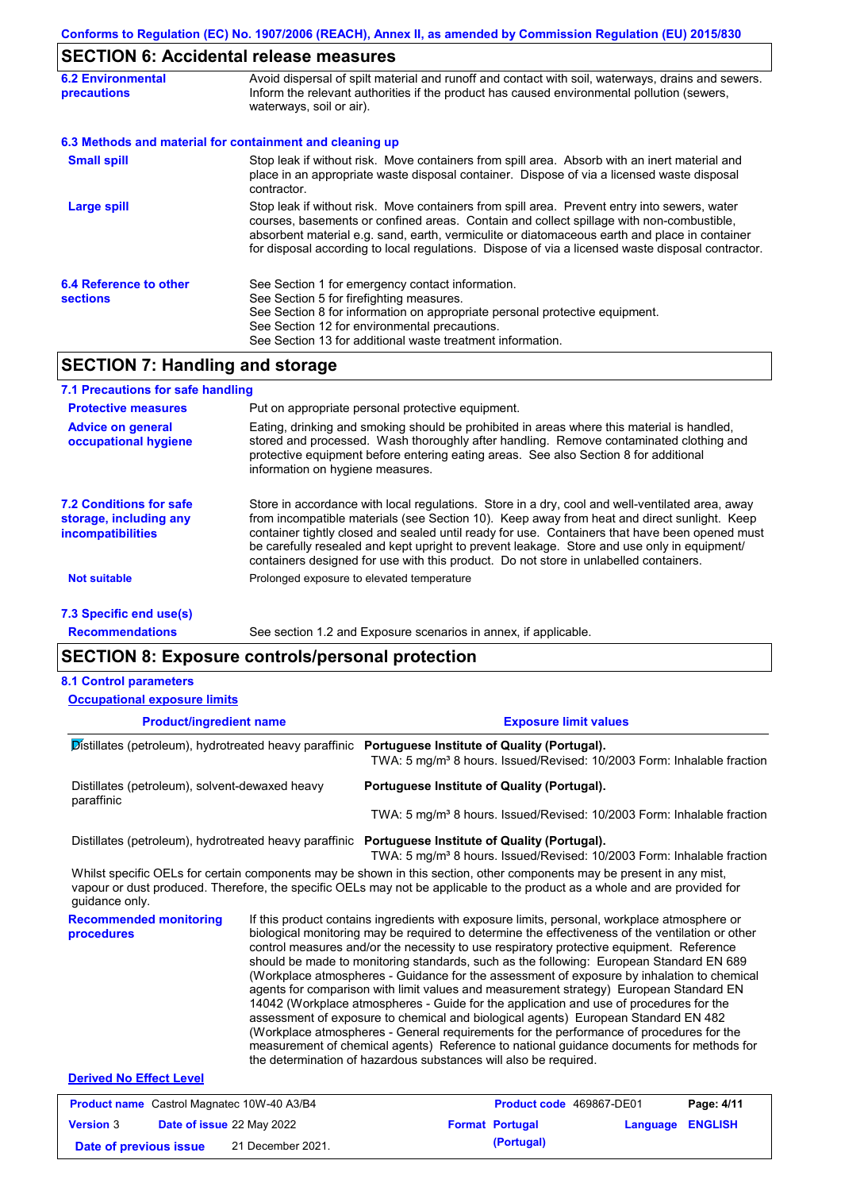Conforms to Regulation (EC) No. 1907/2006 (REACH), Annex II, as amended by Commission Regulation (EU) 2015/830

## SECTION 6: Accidental release measures

**6.2 Environmental precautions**

Avoid dispersal of spilt material and runoff and contact with soil, waterways, drains and sewers. Inform the relevant authorities if the product has caused environmental pollution (sewers, waterways, soil or air).

**6.3 Methods and material for containment and cleaning up**

**Small spill**

Stop leak if without risk. Move containers from spill area. Absorb with an inert material and place in an appropriate waste disposal container. Dispose of via a licensed waste disposal contractor.

**Large spill**

Stop leak if without risk. Move containers from spill area. Prevent entry into sewers, water courses, basements or confined areas. Contain and collect spillage with non-combustible, absorbent material e.g. sand, earth, vermiculite or diatomaceous earth and place in container for disposal according to local regulations. Dispose of via a licensed waste disposal contractor.

**6.4 Reference to other sections**

See Section 1 for emergency contact information.
See Section 5 for firefighting measures.
See Section 8 for information on appropriate personal protective equipment.
See Section 12 for environmental precautions.
See Section 13 for additional waste treatment information.

## SECTION 7: Handling and storage

**7.1 Precautions for safe handling**

**Protective measures**

Put on appropriate personal protective equipment.

**Advice on general occupational hygiene**

Eating, drinking and smoking should be prohibited in areas where this material is handled, stored and processed. Wash thoroughly after handling. Remove contaminated clothing and protective equipment before entering eating areas. See also Section 8 for additional information on hygiene measures.

**7.2 Conditions for safe storage, including any incompatibilities**

Store in accordance with local regulations. Store in a dry, cool and well-ventilated area, away from incompatible materials (see Section 10). Keep away from heat and direct sunlight. Keep container tightly closed and sealed until ready for use. Containers that have been opened must be carefully resealed and kept upright to prevent leakage. Store and use only in equipment/containers designed for use with this product. Do not store in unlabelled containers.

**Not suitable**

Prolonged exposure to elevated temperature

**7.3 Specific end use(s)**

**Recommendations**

See section 1.2 and Exposure scenarios in annex, if applicable.

## SECTION 8: Exposure controls/personal protection

**8.1 Control parameters**

**Occupational exposure limits**

| Product/ingredient name | Exposure limit values |
|---|---|
| Distillates (petroleum), hydrotreated heavy paraffinic | **Portuguese Institute of Quality (Portugal).** TWA: 5 mg/m³ 8 hours. Issued/Revised: 10/2003 Form: Inhalable fraction |
| Distillates (petroleum), solvent-dewaxed heavy paraffinic | **Portuguese Institute of Quality (Portugal).** TWA: 5 mg/m³ 8 hours. Issued/Revised: 10/2003 Form: Inhalable fraction |
| Distillates (petroleum), hydrotreated heavy paraffinic | **Portuguese Institute of Quality (Portugal).** TWA: 5 mg/m³ 8 hours. Issued/Revised: 10/2003 Form: Inhalable fraction |

Whilst specific OELs for certain components may be shown in this section, other components may be present in any mist, vapour or dust produced. Therefore, the specific OELs may not be applicable to the product as a whole and are provided for guidance only.

**Recommended monitoring procedures**

If this product contains ingredients with exposure limits, personal, workplace atmosphere or biological monitoring may be required to determine the effectiveness of the ventilation or other control measures and/or the necessity to use respiratory protective equipment. Reference should be made to monitoring standards, such as the following: European Standard EN 689 (Workplace atmospheres - Guidance for the assessment of exposure by inhalation to chemical agents for comparison with limit values and measurement strategy) European Standard EN 14042 (Workplace atmospheres - Guide for the application and use of procedures for the assessment of exposure to chemical and biological agents) European Standard EN 482 (Workplace atmospheres - General requirements for the performance of procedures for the measurement of chemical agents) Reference to national guidance documents for methods for the determination of hazardous substances will also be required.

**Derived No Effect Level**

| **Product name** Castrol Magnatec 10W-40 A3/B4 | **Product code** 469867-DE01 | |
|---|---|---|
| **Version** 3 **Date of issue** 22 May 2022 | **Format** Portugal (Portugal) | **Language** ENGLISH |
| **Date of previous issue** 21 December 2021. | | |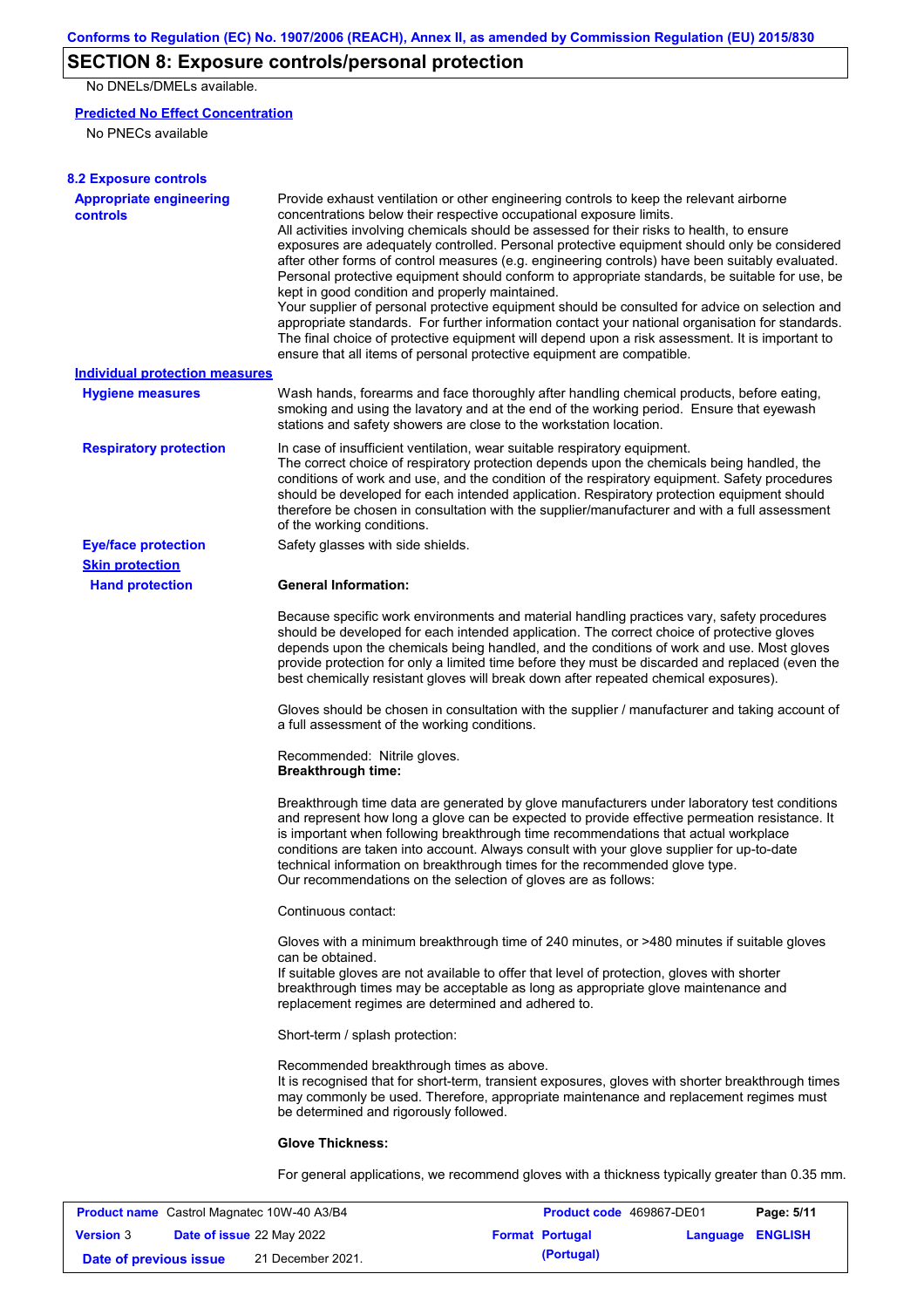## SECTION 8: Exposure controls/personal protection

No DNELs/DMELs available.

**Predicted No Effect Concentration**

No PNECs available

**8.2 Exposure controls**

**Appropriate engineering controls**

Provide exhaust ventilation or other engineering controls to keep the relevant airborne concentrations below their respective occupational exposure limits.
All activities involving chemicals should be assessed for their risks to health, to ensure exposures are adequately controlled. Personal protective equipment should only be considered after other forms of control measures (e.g. engineering controls) have been suitably evaluated. Personal protective equipment should conform to appropriate standards, be suitable for use, be kept in good condition and properly maintained.
Your supplier of personal protective equipment should be consulted for advice on selection and appropriate standards. For further information contact your national organisation for standards. The final choice of protective equipment will depend upon a risk assessment. It is important to ensure that all items of personal protective equipment are compatible.

**Individual protection measures**

**Hygiene measures**

Wash hands, forearms and face thoroughly after handling chemical products, before eating, smoking and using the lavatory and at the end of the working period. Ensure that eyewash stations and safety showers are close to the workstation location.

**Respiratory protection**

In case of insufficient ventilation, wear suitable respiratory equipment.
The correct choice of respiratory protection depends upon the chemicals being handled, the conditions of work and use, and the condition of the respiratory equipment. Safety procedures should be developed for each intended application. Respiratory protection equipment should therefore be chosen in consultation with the supplier/manufacturer and with a full assessment of the working conditions.

**Eye/face protection**

Safety glasses with side shields.

**Skin protection**

**Hand protection**

**General Information:**

Because specific work environments and material handling practices vary, safety procedures should be developed for each intended application. The correct choice of protective gloves depends upon the chemicals being handled, and the conditions of work and use. Most gloves provide protection for only a limited time before they must be discarded and replaced (even the best chemically resistant gloves will break down after repeated chemical exposures).

Gloves should be chosen in consultation with the supplier / manufacturer and taking account of a full assessment of the working conditions.

Recommended: Nitrile gloves.
**Breakthrough time:**

Breakthrough time data are generated by glove manufacturers under laboratory test conditions and represent how long a glove can be expected to provide effective permeation resistance. It is important when following breakthrough time recommendations that actual workplace conditions are taken into account. Always consult with your glove supplier for up-to-date technical information on breakthrough times for the recommended glove type.
Our recommendations on the selection of gloves are as follows:

Continuous contact:

Gloves with a minimum breakthrough time of 240 minutes, or >480 minutes if suitable gloves can be obtained.
If suitable gloves are not available to offer that level of protection, gloves with shorter breakthrough times may be acceptable as long as appropriate glove maintenance and replacement regimes are determined and adhered to.

Short-term / splash protection:

Recommended breakthrough times as above.
It is recognised that for short-term, transient exposures, gloves with shorter breakthrough times may commonly be used. Therefore, appropriate maintenance and replacement regimes must be determined and rigorously followed.

**Glove Thickness:**

For general applications, we recommend gloves with a thickness typically greater than 0.35 mm.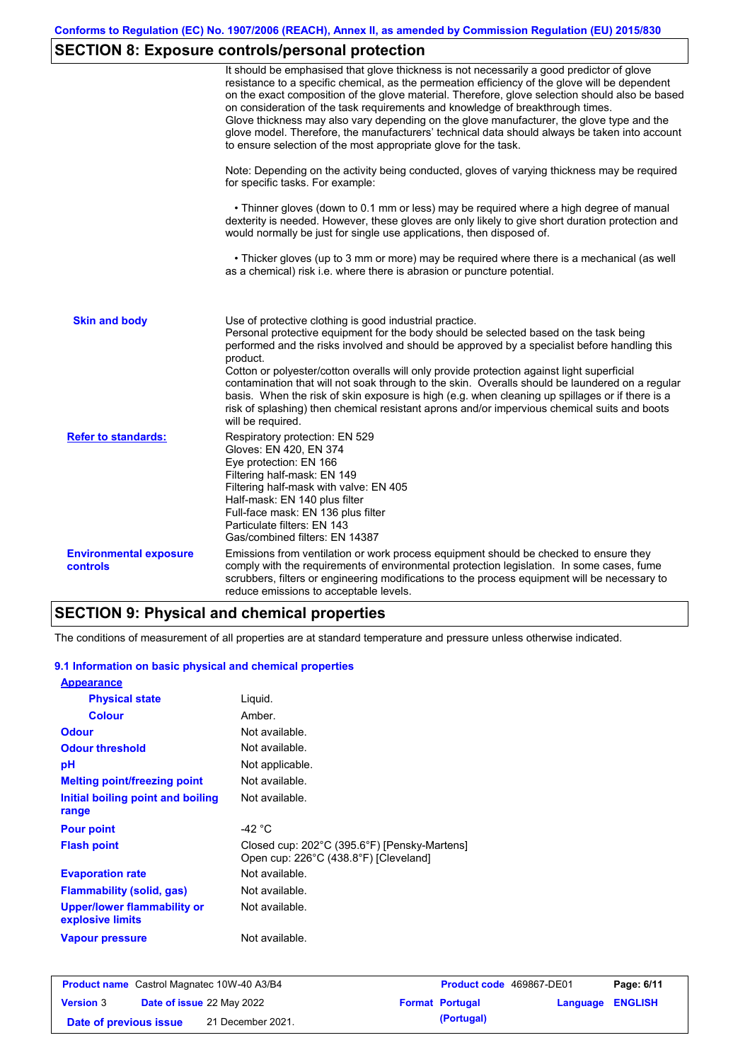## SECTION 8: Exposure controls/personal protection

It should be emphasised that glove thickness is not necessarily a good predictor of glove resistance to a specific chemical, as the permeation efficiency of the glove will be dependent on the exact composition of the glove material. Therefore, glove selection should also be based on consideration of the task requirements and knowledge of breakthrough times.
Glove thickness may also vary depending on the glove manufacturer, the glove type and the glove model. Therefore, the manufacturers' technical data should always be taken into account to ensure selection of the most appropriate glove for the task.

Note: Depending on the activity being conducted, gloves of varying thickness may be required for specific tasks. For example:

• Thinner gloves (down to 0.1 mm or less) may be required where a high degree of manual dexterity is needed. However, these gloves are only likely to give short duration protection and would normally be just for single use applications, then disposed of.

• Thicker gloves (up to 3 mm or more) may be required where there is a mechanical (as well as a chemical) risk i.e. where there is abrasion or puncture potential.

**Skin and body**

Use of protective clothing is good industrial practice.
Personal protective equipment for the body should be selected based on the task being performed and the risks involved and should be approved by a specialist before handling this product.
Cotton or polyester/cotton overalls will only provide protection against light superficial contamination that will not soak through to the skin. Overalls should be laundered on a regular basis. When the risk of skin exposure is high (e.g. when cleaning up spillages or if there is a risk of splashing) then chemical resistant aprons and/or impervious chemical suits and boots will be required.

**Refer to standards:**

Respiratory protection: EN 529
Gloves: EN 420, EN 374
Eye protection: EN 166
Filtering half-mask: EN 149
Filtering half-mask with valve: EN 405
Half-mask: EN 140 plus filter
Full-face mask: EN 136 plus filter
Particulate filters: EN 143
Gas/combined filters: EN 14387

**Environmental exposure controls**

Emissions from ventilation or work process equipment should be checked to ensure they comply with the requirements of environmental protection legislation. In some cases, fume scrubbers, filters or engineering modifications to the process equipment will be necessary to reduce emissions to acceptable levels.

## SECTION 9: Physical and chemical properties

The conditions of measurement of all properties are at standard temperature and pressure unless otherwise indicated.

### 9.1 Information on basic physical and chemical properties

**Appearance**

| | |
|---|---|
| **Physical state** | Liquid. |
| **Colour** | Amber. |
| **Odour** | Not available. |
| **Odour threshold** | Not available. |
| **pH** | Not applicable. |
| **Melting point/freezing point** | Not available. |
| **Initial boiling point and boiling range** | Not available. |
| **Pour point** | -42 °C |
| **Flash point** | Closed cup: 202°C (395.6°F) [Pensky-Martens]<br>Open cup: 226°C (438.8°F) [Cleveland] |
| **Evaporation rate** | Not available. |
| **Flammability (solid, gas)** | Not available. |
| **Upper/lower flammability or explosive limits** | Not available. |
| **Vapour pressure** | Not available. |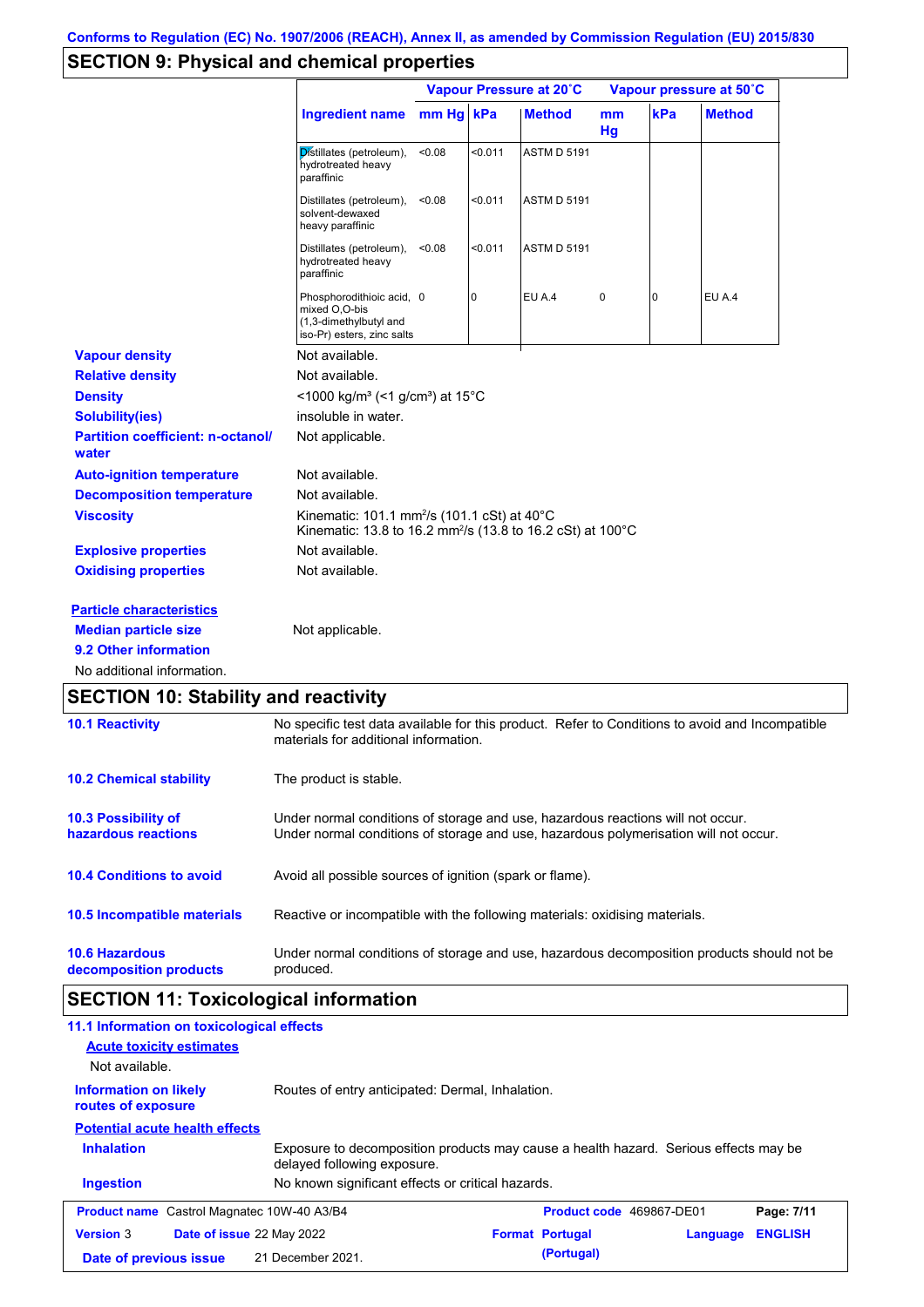## SECTION 9: Physical and chemical properties

| Ingredient name | Vapour Pressure at 20˚C | | | Vapour pressure at 50˚C | | |
|---|---|---|---|---|---|---|
| | mm Hg | kPa | Method | mm Hg | kPa | Method |
| Distillates (petroleum), hydrotreated heavy paraffinic | <0.08 | <0.011 | ASTM D 5191 | | | |
| Distillates (petroleum), solvent-dewaxed heavy paraffinic | <0.08 | <0.011 | ASTM D 5191 | | | |
| Distillates (petroleum), hydrotreated heavy paraffinic | <0.08 | <0.011 | ASTM D 5191 | | | |
| Phosphorodithioic acid, mixed O,O-bis (1,3-dimethylbutyl and iso-Pr) esters, zinc salts | 0 | 0 | EU A.4 | 0 | 0 | EU A.4 |

**Vapour density**: Not available.

**Relative density**: Not available.

**Density**: <1000 kg/m³ (<1 g/cm³) at 15°C

**Solubility(ies)**: insoluble in water.

**Partition coefficient: n-octanol/ water**: Not applicable.

**Auto-ignition temperature**: Not available.

**Decomposition temperature**: Not available.

**Viscosity**: Kinematic: 101.1 mm²/s (101.1 cSt) at 40°C
Kinematic: 13.8 to 16.2 mm²/s (13.8 to 16.2 cSt) at 100°C

**Explosive properties**: Not available.

**Oxidising properties**: Not available.

**Particle characteristics**

**Median particle size**: Not applicable.

**9.2 Other information**

No additional information.

## SECTION 10: Stability and reactivity

**10.1 Reactivity**: No specific test data available for this product. Refer to Conditions to avoid and Incompatible materials for additional information.

**10.2 Chemical stability**: The product is stable.

**10.3 Possibility of hazardous reactions**: Under normal conditions of storage and use, hazardous reactions will not occur.
Under normal conditions of storage and use, hazardous polymerisation will not occur.

**10.4 Conditions to avoid**: Avoid all possible sources of ignition (spark or flame).

**10.5 Incompatible materials**: Reactive or incompatible with the following materials: oxidising materials.

**10.6 Hazardous decomposition products**: Under normal conditions of storage and use, hazardous decomposition products should not be produced.

## SECTION 11: Toxicological information

**11.1 Information on toxicological effects**

**Acute toxicity estimates**

Not available.

**Information on likely routes of exposure**: Routes of entry anticipated: Dermal, Inhalation.

**Potential acute health effects**

**Inhalation**: Exposure to decomposition products may cause a health hazard. Serious effects may be delayed following exposure.

**Ingestion**: No known significant effects or critical hazards.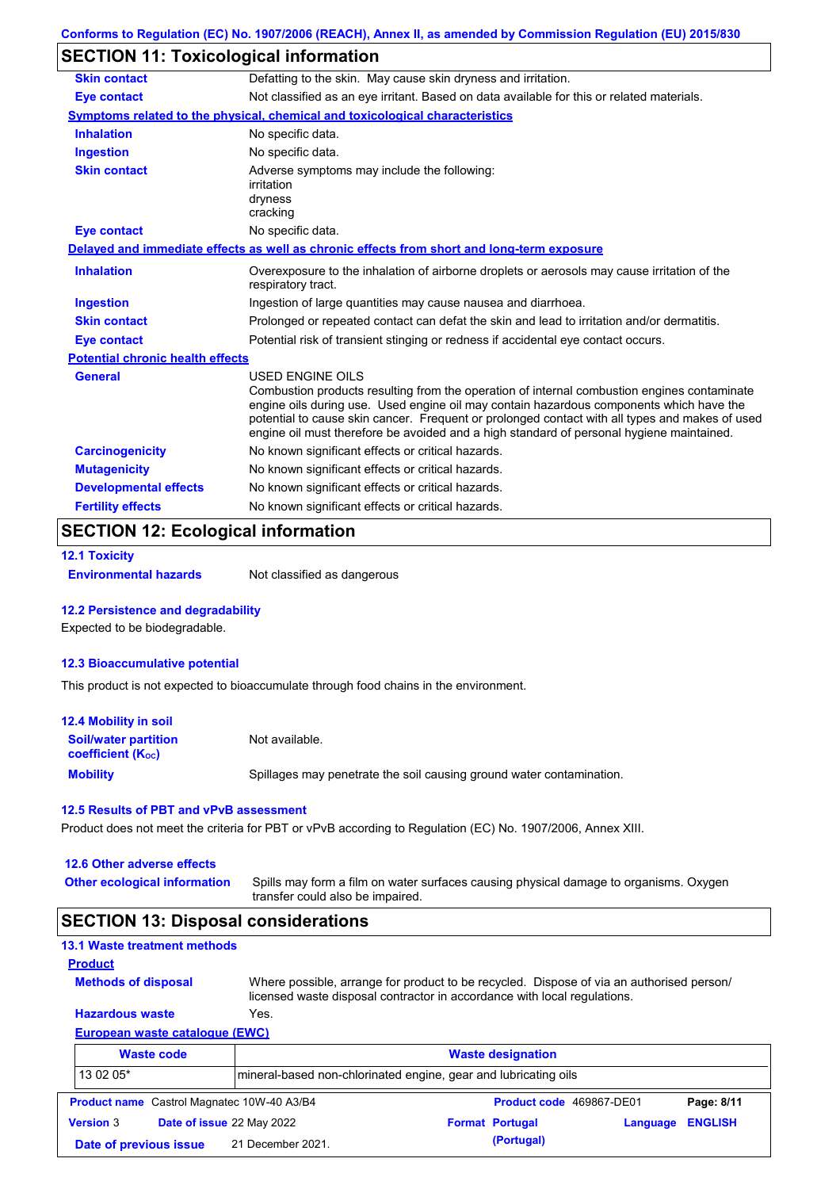## SECTION 11: Toxicological information

| | |
|---|---|
| **Skin contact** | Defatting to the skin. May cause skin dryness and irritation. |
| **Eye contact** | Not classified as an eye irritant. Based on data available for this or related materials. |

**Symptoms related to the physical, chemical and toxicological characteristics**

| | |
|---|---|
| **Inhalation** | No specific data. |
| **Ingestion** | No specific data. |
| **Skin contact** | Adverse symptoms may include the following: irritation dryness cracking |
| **Eye contact** | No specific data. |

**Delayed and immediate effects as well as chronic effects from short and long-term exposure**

| | |
|---|---|
| **Inhalation** | Overexposure to the inhalation of airborne droplets or aerosols may cause irritation of the respiratory tract. |
| **Ingestion** | Ingestion of large quantities may cause nausea and diarrhoea. |
| **Skin contact** | Prolonged or repeated contact can defat the skin and lead to irritation and/or dermatitis. |
| **Eye contact** | Potential risk of transient stinging or redness if accidental eye contact occurs. |

**Potential chronic health effects**

| | |
|---|---|
| **General** | USED ENGINE OILS<br>Combustion products resulting from the operation of internal combustion engines contaminate engine oils during use. Used engine oil may contain hazardous components which have the potential to cause skin cancer. Frequent or prolonged contact with all types and makes of used engine oil must therefore be avoided and a high standard of personal hygiene maintained. |
| **Carcinogenicity** | No known significant effects or critical hazards. |
| **Mutagenicity** | No known significant effects or critical hazards. |
| **Developmental effects** | No known significant effects or critical hazards. |
| **Fertility effects** | No known significant effects or critical hazards. |

## SECTION 12: Ecological information

### 12.1 Toxicity

**Environmental hazards** Not classified as dangerous

### 12.2 Persistence and degradability

Expected to be biodegradable.

### 12.3 Bioaccumulative potential

This product is not expected to bioaccumulate through food chains in the environment.

### 12.4 Mobility in soil

| | |
|---|---|
| **Soil/water partition coefficient ($K_{OC}$)** | Not available. |
| **Mobility** | Spillages may penetrate the soil causing ground water contamination. |

### 12.5 Results of PBT and vPvB assessment

Product does not meet the criteria for PBT or vPvB according to Regulation (EC) No. 1907/2006, Annex XIII.

### 12.6 Other adverse effects

**Other ecological information** Spills may form a film on water surfaces causing physical damage to organisms. Oxygen transfer could also be impaired.

## SECTION 13: Disposal considerations

### 13.1 Waste treatment methods

**Product**

| | |
|---|---|
| **Methods of disposal** | Where possible, arrange for product to be recycled. Dispose of via an authorised person/ licensed waste disposal contractor in accordance with local regulations. |
| **Hazardous waste** | Yes. |

**European waste catalogue (EWC)**

| Waste code | Waste designation |
|---|---|
| 13 02 05* | mineral-based non-chlorinated engine, gear and lubricating oils |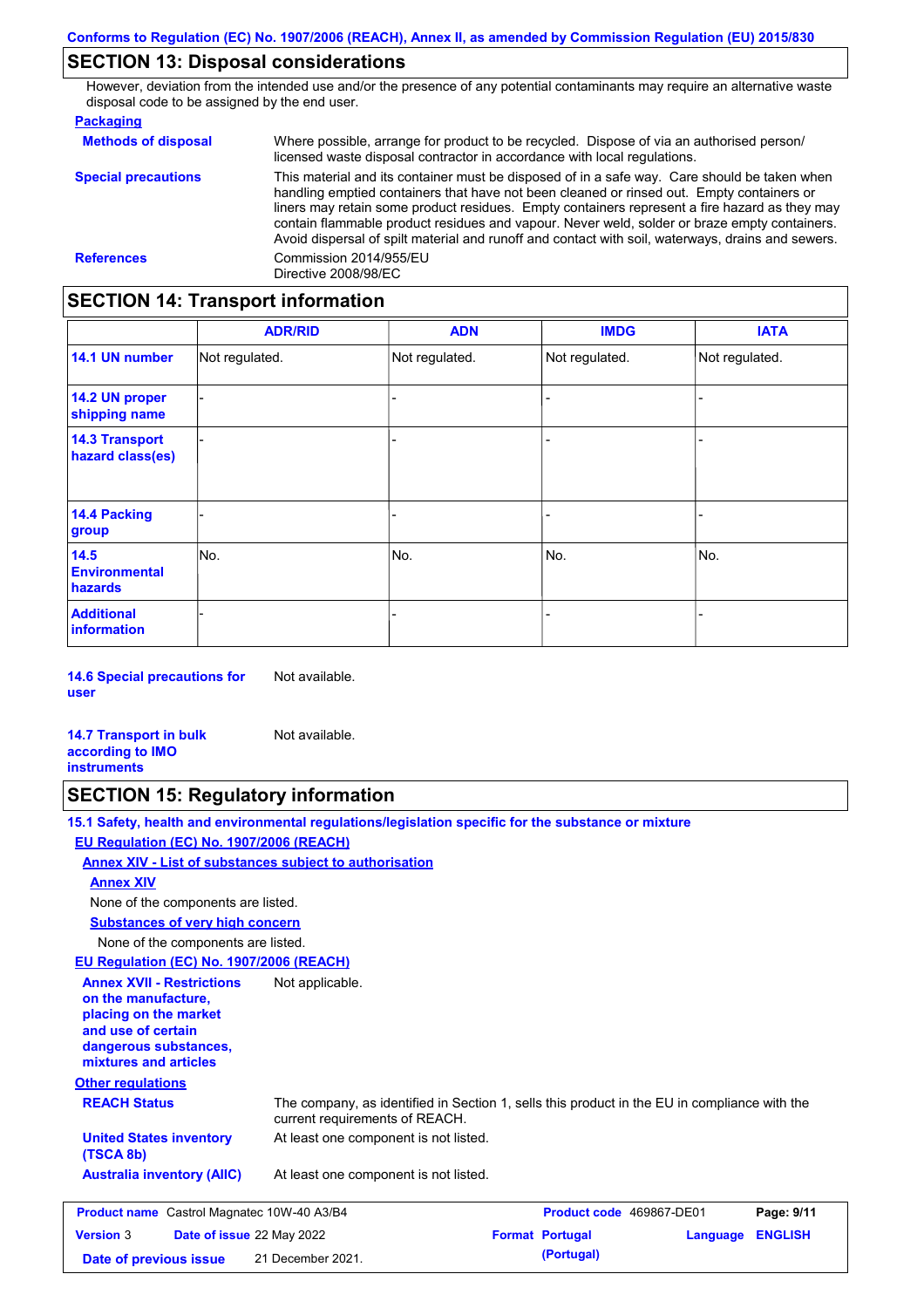## SECTION 13: Disposal considerations

However, deviation from the intended use and/or the presence of any potential contaminants may require an alternative waste disposal code to be assigned by the end user.

**Packaging**

**Methods of disposal**: Where possible, arrange for product to be recycled. Dispose of via an authorised person/ licensed waste disposal contractor in accordance with local regulations.

**Special precautions**: This material and its container must be disposed of in a safe way. Care should be taken when handling emptied containers that have not been cleaned or rinsed out. Empty containers or liners may retain some product residues. Empty containers represent a fire hazard as they may contain flammable product residues and vapour. Never weld, solder or braze empty containers. Avoid dispersal of spilt material and runoff and contact with soil, waterways, drains and sewers.

**References**: Commission 2014/955/EU
Directive 2008/98/EC

## SECTION 14: Transport information

| | ADR/RID | ADN | IMDG | IATA |
|---|---|---|---|---|
| **14.1 UN number** | Not regulated. | Not regulated. | Not regulated. | Not regulated. |
| **14.2 UN proper shipping name** | - | - | - | - |
| **14.3 Transport hazard class(es)** | - | - | - | - |
| **14.4 Packing group** | - | - | - | - |
| **14.5 Environmental hazards** | No. | No. | No. | No. |
| **Additional information** | - | - | - | - |

**14.6 Special precautions for user**: Not available.

**14.7 Transport in bulk according to IMO instruments**: Not available.

## SECTION 15: Regulatory information

**15.1 Safety, health and environmental regulations/legislation specific for the substance or mixture**

**EU Regulation (EC) No. 1907/2006 (REACH)**

**Annex XIV - List of substances subject to authorisation**

**Annex XIV**

None of the components are listed.

**Substances of very high concern**

None of the components are listed.

**EU Regulation (EC) No. 1907/2006 (REACH)**

**Annex XVII - Restrictions on the manufacture, placing on the market and use of certain dangerous substances, mixtures and articles**: Not applicable.

**Other regulations**

**REACH Status**: The company, as identified in Section 1, sells this product in the EU in compliance with the current requirements of REACH.

**United States inventory (TSCA 8b)**: At least one component is not listed.

**Australia inventory (AIIC)**: At least one component is not listed.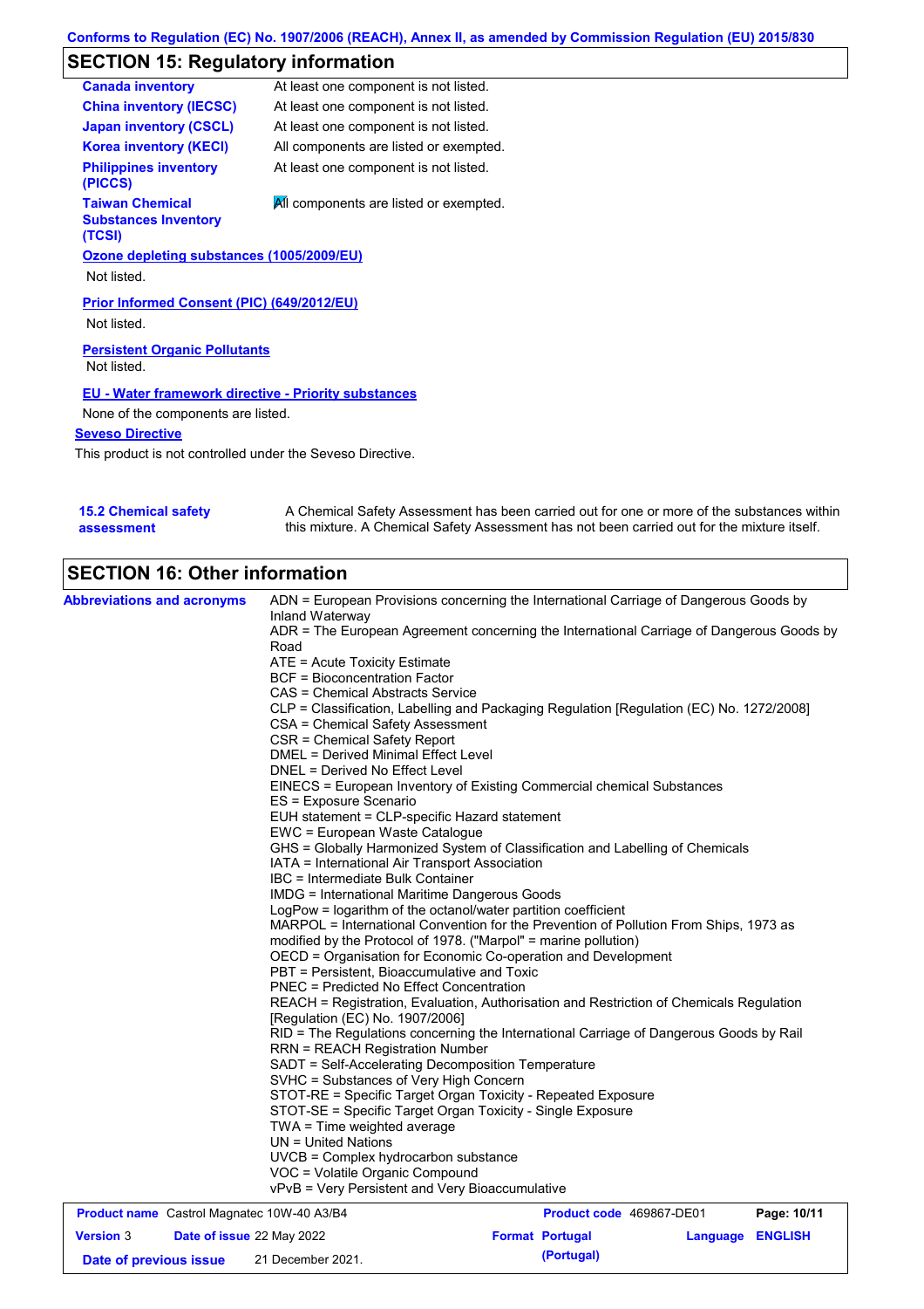Conforms to Regulation (EC) No. 1907/2006 (REACH), Annex II, as amended by Commission Regulation (EU) 2015/830

## SECTION 15: Regulatory information

| | |
|---|---|
| **Canada inventory** | At least one component is not listed. |
| **China inventory (IECSC)** | At least one component is not listed. |
| **Japan inventory (CSCL)** | At least one component is not listed. |
| **Korea inventory (KECI)** | All components are listed or exempted. |
| **Philippines inventory (PICCS)** | At least one component is not listed. |
| **Taiwan Chemical Substances Inventory (TCSI)** | All components are listed or exempted. |

**Ozone depleting substances (1005/2009/EU)**

Not listed.

**Prior Informed Consent (PIC) (649/2012/EU)**

Not listed.

**Persistent Organic Pollutants**

Not listed.

**EU - Water framework directive - Priority substances**

None of the components are listed.

**Seveso Directive**

This product is not controlled under the Seveso Directive.

**15.2 Chemical safety assessment**

A Chemical Safety Assessment has been carried out for one or more of the substances within this mixture. A Chemical Safety Assessment has not been carried out for the mixture itself.

## SECTION 16: Other information

**Abbreviations and acronyms**

ADN = European Provisions concerning the International Carriage of Dangerous Goods by Inland Waterway
ADR = The European Agreement concerning the International Carriage of Dangerous Goods by Road
ATE = Acute Toxicity Estimate
BCF = Bioconcentration Factor
CAS = Chemical Abstracts Service
CLP = Classification, Labelling and Packaging Regulation [Regulation (EC) No. 1272/2008]
CSA = Chemical Safety Assessment
CSR = Chemical Safety Report
DMEL = Derived Minimal Effect Level
DNEL = Derived No Effect Level
EINECS = European Inventory of Existing Commercial chemical Substances
ES = Exposure Scenario
EUH statement = CLP-specific Hazard statement
EWC = European Waste Catalogue
GHS = Globally Harmonized System of Classification and Labelling of Chemicals
IATA = International Air Transport Association
IBC = Intermediate Bulk Container
IMDG = International Maritime Dangerous Goods
LogPow = logarithm of the octanol/water partition coefficient
MARPOL = International Convention for the Prevention of Pollution From Ships, 1973 as modified by the Protocol of 1978. ("Marpol" = marine pollution)
OECD = Organisation for Economic Co-operation and Development
PBT = Persistent, Bioaccumulative and Toxic
PNEC = Predicted No Effect Concentration
REACH = Registration, Evaluation, Authorisation and Restriction of Chemicals Regulation [Regulation (EC) No. 1907/2006]
RID = The Regulations concerning the International Carriage of Dangerous Goods by Rail
RRN = REACH Registration Number
SADT = Self-Accelerating Decomposition Temperature
SVHC = Substances of Very High Concern
STOT-RE = Specific Target Organ Toxicity - Repeated Exposure
STOT-SE = Specific Target Organ Toxicity - Single Exposure
TWA = Time weighted average
UN = United Nations
UVCB = Complex hydrocarbon substance
VOC = Volatile Organic Compound
vPvB = Very Persistent and Very Bioaccumulative

| | | | |
|---|---|---|---|
| **Product name** Castrol Magnatec 10W-40 A3/B4 | | **Product code** 469867-DE01 | **Page:** 10/11 |
| **Version** 3 | **Date of issue** 22 May 2022 | **Format** Portugal (Portugal) | **Language** ENGLISH |
| **Date of previous issue** | 21 December 2021. | | |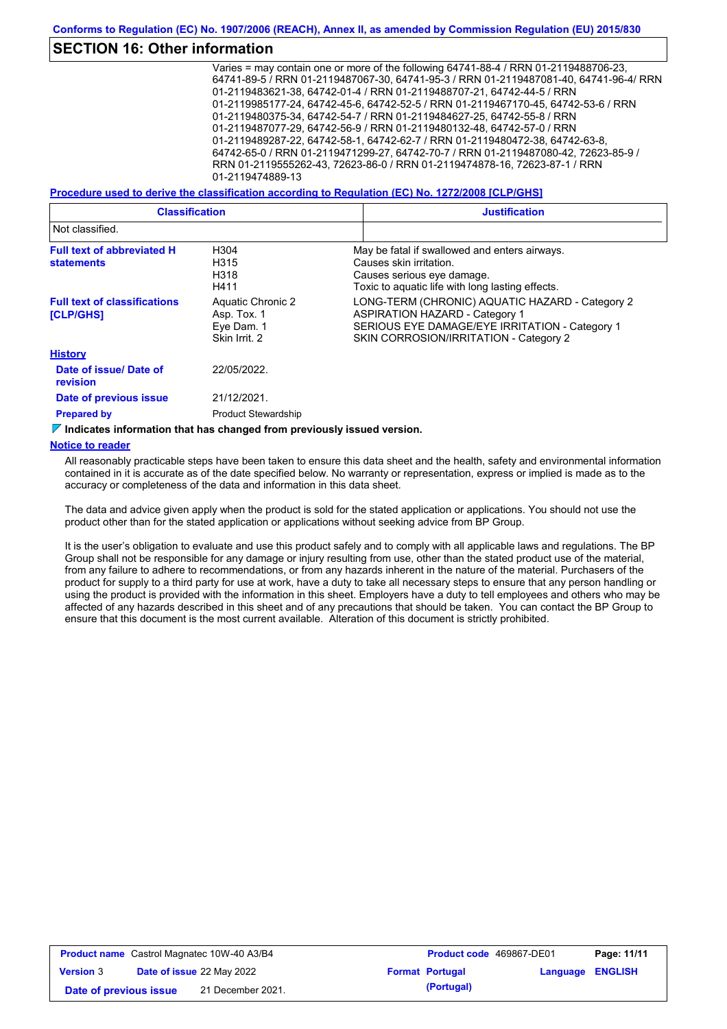## SECTION 16: Other information

Varies = may contain one or more of the following 64741-88-4 / RRN 01-2119488706-23, 64741-89-5 / RRN 01-2119487067-30, 64741-95-3 / RRN 01-2119487081-40, 64741-96-4/ RRN 01-2119483621-38, 64742-01-4 / RRN 01-2119488707-21, 64742-44-5 / RRN 01-2119985177-24, 64742-45-6, 64742-52-5 / RRN 01-2119467170-45, 64742-53-6 / RRN 01-2119480375-34, 64742-54-7 / RRN 01-2119484627-25, 64742-55-8 / RRN 01-2119487077-29, 64742-56-9 / RRN 01-2119480132-48, 64742-57-0 / RRN 01-2119489287-22, 64742-58-1, 64742-62-7 / RRN 01-2119480472-38, 64742-63-8, 64742-65-0 / RRN 01-2119471299-27, 64742-70-7 / RRN 01-2119487080-42, 72623-85-9 / RRN 01-2119555262-43, 72623-86-0 / RRN 01-2119474878-16, 72623-87-1 / RRN 01-2119474889-13

**Procedure used to derive the classification according to Regulation (EC) No. 1272/2008 [CLP/GHS]**

| Classification | Justification |
|---|---|
| Not classified. | |

**Full text of abbreviated H statements**

| | |
|---|---|
| H304 | May be fatal if swallowed and enters airways. |
| H315 | Causes skin irritation. |
| H318 | Causes serious eye damage. |
| H411 | Toxic to aquatic life with long lasting effects. |

**Full text of classifications [CLP/GHS]**

| | |
|---|---|
| Aquatic Chronic 2 | LONG-TERM (CHRONIC) AQUATIC HAZARD - Category 2 |
| Asp. Tox. 1 | ASPIRATION HAZARD - Category 1 |
| Eye Dam. 1 | SERIOUS EYE DAMAGE/EYE IRRITATION - Category 1 |
| Skin Irrit. 2 | SKIN CORROSION/IRRITATION - Category 2 |

**History**

**Date of issue/ Date of revision**: 22/05/2022.

**Date of previous issue**: 21/12/2021.

**Prepared by**: Product Stewardship

**Indicates information that has changed from previously issued version.**

**Notice to reader**

All reasonably practicable steps have been taken to ensure this data sheet and the health, safety and environmental information contained in it is accurate as of the date specified below. No warranty or representation, express or implied is made as to the accuracy or completeness of the data and information in this data sheet.

The data and advice given apply when the product is sold for the stated application or applications. You should not use the product other than for the stated application or applications without seeking advice from BP Group.

It is the user's obligation to evaluate and use this product safely and to comply with all applicable laws and regulations. The BP Group shall not be responsible for any damage or injury resulting from use, other than the stated product use of the material, from any failure to adhere to recommendations, or from any hazards inherent in the nature of the material. Purchasers of the product for supply to a third party for use at work, have a duty to take all necessary steps to ensure that any person handling or using the product is provided with the information in this sheet. Employers have a duty to tell employees and others who may be affected of any hazards described in this sheet and of any precautions that should be taken. You can contact the BP Group to ensure that this document is the most current available. Alteration of this document is strictly prohibited.